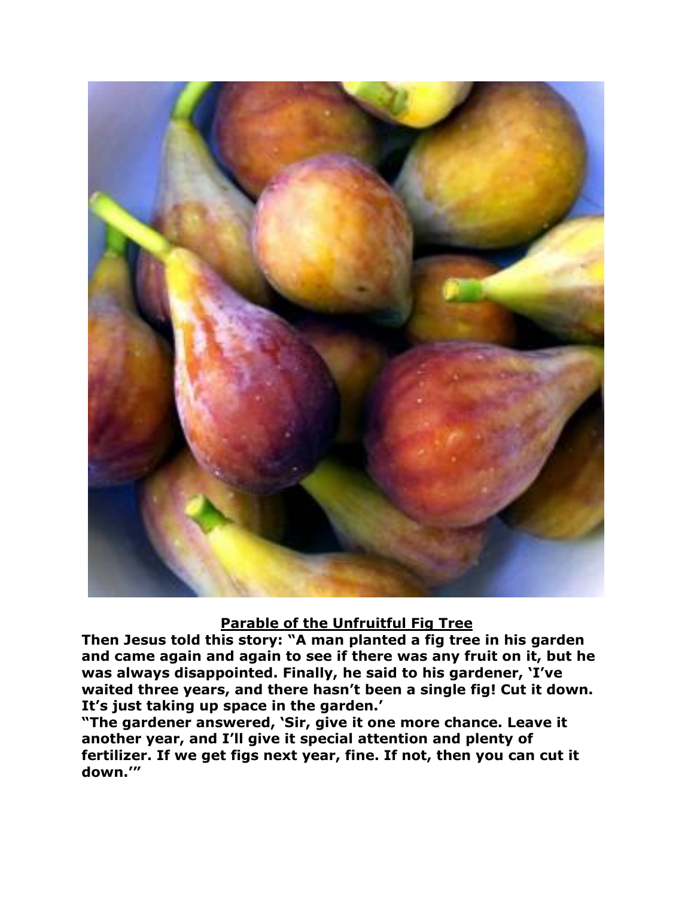**Parable of the Unfruitful Fig Tree**

**Then Jesus told this story: "A man planted a fig tree in his garden and came again and again to see if there was any fruit on it, but he was always disappointed. Finally, he said to his gardener, 'I've waited three years, and there hasn't been a single fig! Cut it down. It's just taking up space in the garden.'**

**"The gardener answered, 'Sir, give it one more chance. Leave it another year, and I'll give it special attention and plenty of fertilizer. If we get figs next year, fine. If not, then you can cut it down.'"**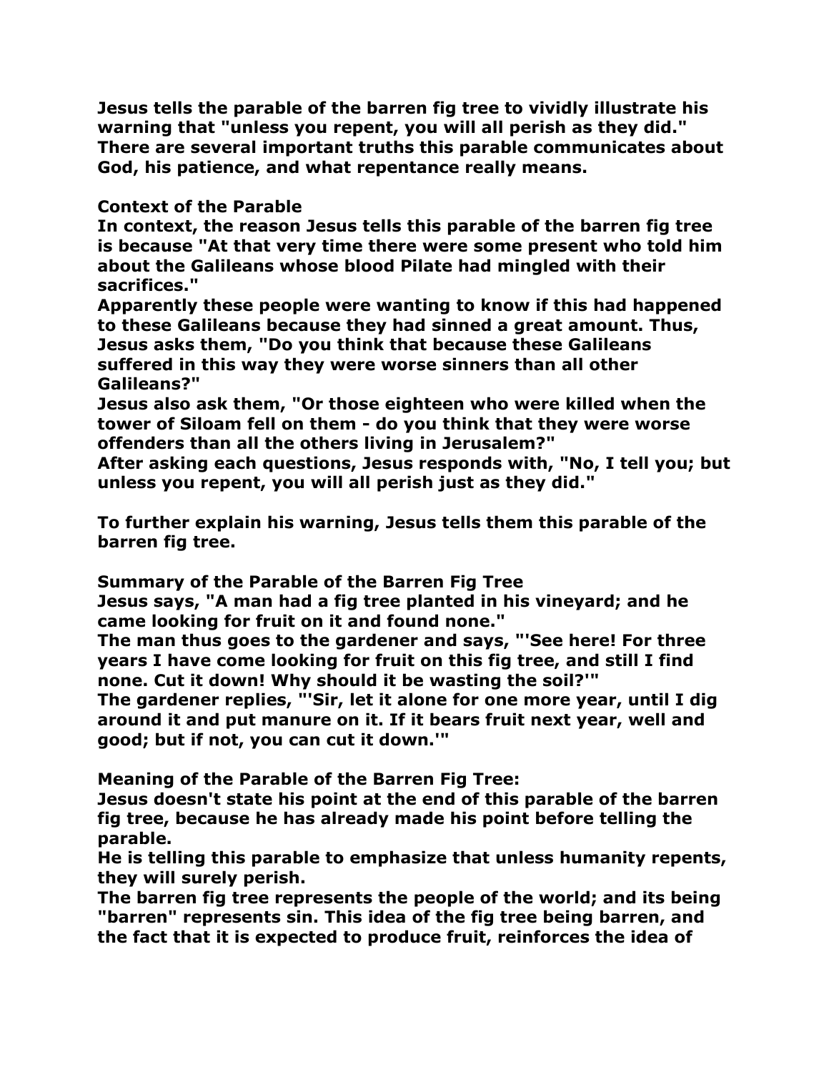**Jesus tells the parable of the barren fig tree to vividly illustrate his warning that "unless you repent, you will all perish as they did." There are several important truths this parable communicates about God, his patience, and what repentance really means.**

**Context of the Parable**

**In context, the reason Jesus tells this parable of the barren fig tree is because "At that very time there were some present who told him about the Galileans whose blood Pilate had mingled with their sacrifices."**

**Apparently these people were wanting to know if this had happened to these Galileans because they had sinned a great amount. Thus, Jesus asks them, "Do you think that because these Galileans suffered in this way they were worse sinners than all other Galileans?"**

**Jesus also ask them, "Or those eighteen who were killed when the tower of Siloam fell on them - do you think that they were worse offenders than all the others living in Jerusalem?"**

**After asking each questions, Jesus responds with, "No, I tell you; but unless you repent, you will all perish just as they did."**

**To further explain his warning, Jesus tells them this parable of the barren fig tree.**

**Summary of the Parable of the Barren Fig Tree**

**Jesus says, "A man had a fig tree planted in his vineyard; and he came looking for fruit on it and found none."**

**The man thus goes to the gardener and says, "'See here! For three years I have come looking for fruit on this fig tree, and still I find none. Cut it down! Why should it be wasting the soil?'"**

**The gardener replies, "'Sir, let it alone for one more year, until I dig around it and put manure on it. If it bears fruit next year, well and good; but if not, you can cut it down.'"**

**Meaning of the Parable of the Barren Fig Tree:**

**Jesus doesn't state his point at the end of this parable of the barren fig tree, because he has already made his point before telling the parable.**

**He is telling this parable to emphasize that unless humanity repents, they will surely perish.**

**The barren fig tree represents the people of the world; and its being "barren" represents sin. This idea of the fig tree being barren, and the fact that it is expected to produce fruit, reinforces the idea of**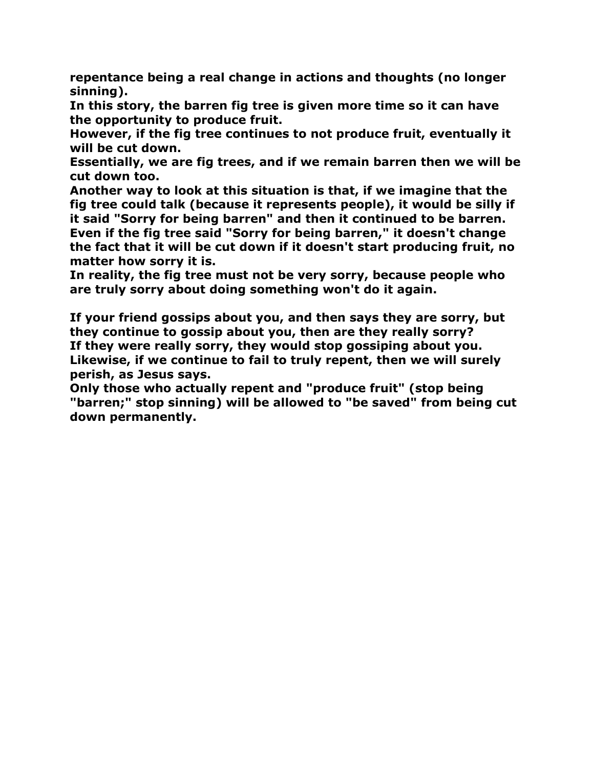**repentance being a real change in actions and thoughts (no longer sinning).**
**In this story, the barren fig tree is given more time so it can have the opportunity to produce fruit.**
**However, if the fig tree continues to not produce fruit, eventually it will be cut down.**
**Essentially, we are fig trees, and if we remain barren then we will be cut down too.**
**Another way to look at this situation is that, if we imagine that the fig tree could talk (because it represents people), it would be silly if it said "Sorry for being barren" and then it continued to be barren.**
**Even if the fig tree said "Sorry for being barren," it doesn't change the fact that it will be cut down if it doesn't start producing fruit, no matter how sorry it is.**
**In reality, the fig tree must not be very sorry, because people who are truly sorry about doing something won't do it again.**

**If your friend gossips about you, and then says they are sorry, but they continue to gossip about you, then are they really sorry?**
**If they were really sorry, they would stop gossiping about you.**
**Likewise, if we continue to fail to truly repent, then we will surely perish, as Jesus says.**
**Only those who actually repent and "produce fruit" (stop being "barren;" stop sinning) will be allowed to "be saved" from being cut down permanently.**